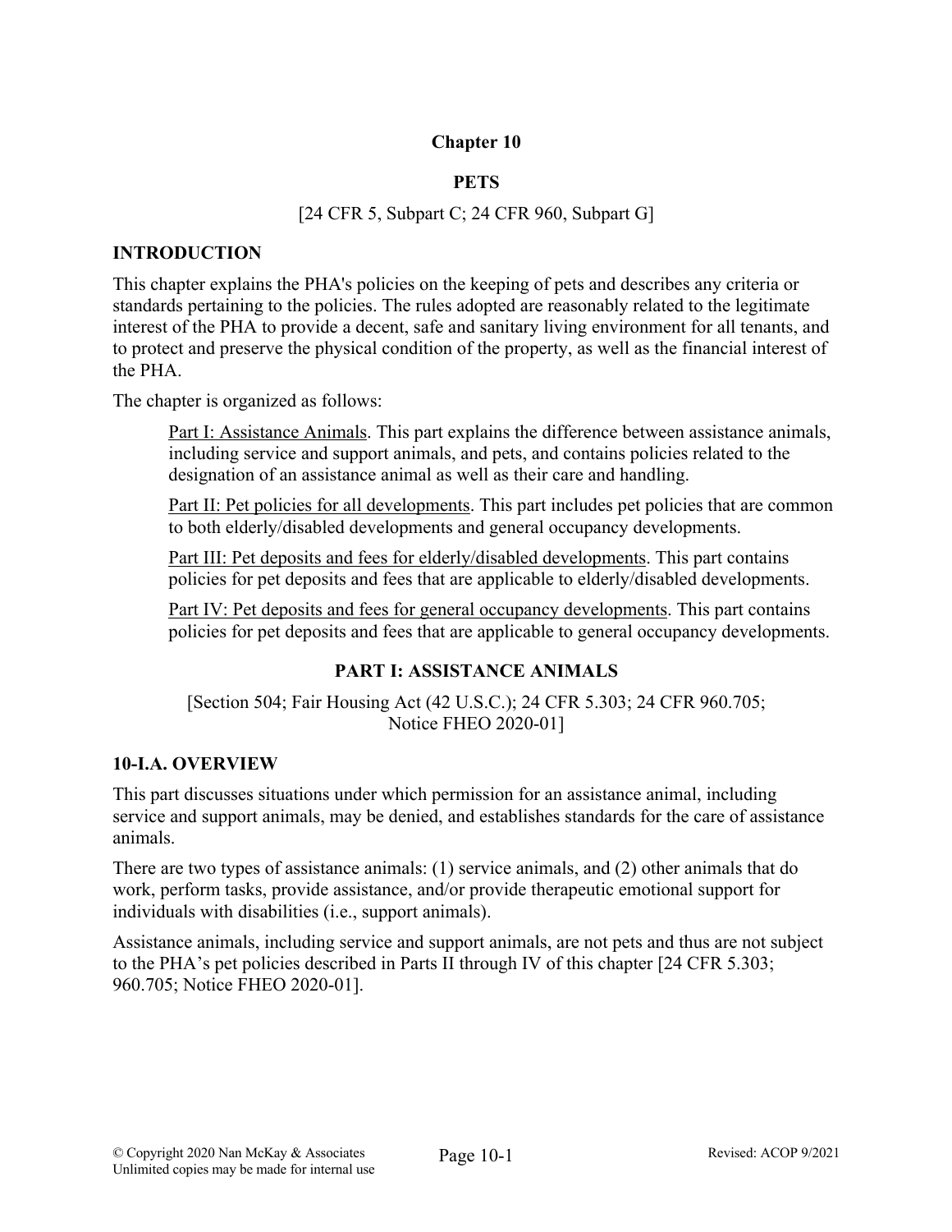# Chapter 10

## PETS

[24 CFR 5, Subpart C; 24 CFR 960, Subpart G]

### INTRODUCTION

This chapter explains the PHA's policies on the keeping of pets and describes any criteria or standards pertaining to the policies. The rules adopted are reasonably related to the legitimate interest of the PHA to provide a decent, safe and sanitary living environment for all tenants, and to protect and preserve the physical condition of the property, as well as the financial interest of the PHA.

The chapter is organized as follows:

> Part I: Assistance Animals. This part explains the difference between assistance animals, including service and support animals, and pets, and contains policies related to the designation of an assistance animal as well as their care and handling.
>
> Part II: Pet policies for all developments. This part includes pet policies that are common to both elderly/disabled developments and general occupancy developments.
>
> Part III: Pet deposits and fees for elderly/disabled developments. This part contains policies for pet deposits and fees that are applicable to elderly/disabled developments.
>
> Part IV: Pet deposits and fees for general occupancy developments. This part contains policies for pet deposits and fees that are applicable to general occupancy developments.

## PART I: ASSISTANCE ANIMALS

[Section 504; Fair Housing Act (42 U.S.C.); 24 CFR 5.303; 24 CFR 960.705; Notice FHEO 2020-01]

### 10-I.A. OVERVIEW

This part discusses situations under which permission for an assistance animal, including service and support animals, may be denied, and establishes standards for the care of assistance animals.

There are two types of assistance animals: (1) service animals, and (2) other animals that do work, perform tasks, provide assistance, and/or provide therapeutic emotional support for individuals with disabilities (i.e., support animals).

Assistance animals, including service and support animals, are not pets and thus are not subject to the PHA's pet policies described in Parts II through IV of this chapter [24 CFR 5.303; 960.705; Notice FHEO 2020-01].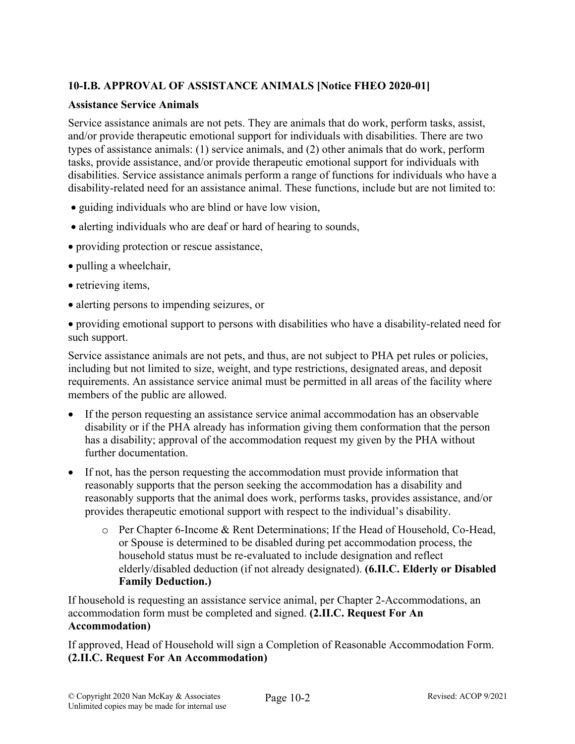## 10-I.B. APPROVAL OF ASSISTANCE ANIMALS [Notice FHEO 2020-01]

### Assistance Service Animals

Service assistance animals are not pets. They are animals that do work, perform tasks, assist, and/or provide therapeutic emotional support for individuals with disabilities. There are two types of assistance animals: (1) service animals, and (2) other animals that do work, perform tasks, provide assistance, and/or provide therapeutic emotional support for individuals with disabilities. Service assistance animals perform a range of functions for individuals who have a disability-related need for an assistance animal. These functions, include but are not limited to:

- guiding individuals who are blind or have low vision,
- alerting individuals who are deaf or hard of hearing to sounds,
- providing protection or rescue assistance,
- pulling a wheelchair,
- retrieving items,
- alerting persons to impending seizures, or
- providing emotional support to persons with disabilities who have a disability-related need for such support.

Service assistance animals are not pets, and thus, are not subject to PHA pet rules or policies, including but not limited to size, weight, and type restrictions, designated areas, and deposit requirements. An assistance service animal must be permitted in all areas of the facility where members of the public are allowed.

- If the person requesting an assistance service animal accommodation has an observable disability or if the PHA already has information giving them conformation that the person has a disability; approval of the accommodation request my given by the PHA without further documentation.
- If not, has the person requesting the accommodation must provide information that reasonably supports that the person seeking the accommodation has a disability and reasonably supports that the animal does work, performs tasks, provides assistance, and/or provides therapeutic emotional support with respect to the individual's disability.
  - Per Chapter 6-Income & Rent Determinations; If the Head of Household, Co-Head, or Spouse is determined to be disabled during pet accommodation process, the household status must be re-evaluated to include designation and reflect elderly/disabled deduction (if not already designated). **(6.II.C. Elderly or Disabled Family Deduction.)**

If household is requesting an assistance service animal, per Chapter 2-Accommodations, an accommodation form must be completed and signed. **(2.II.C. Request For An Accommodation)**

If approved, Head of Household will sign a Completion of Reasonable Accommodation Form. **(2.II.C. Request For An Accommodation)**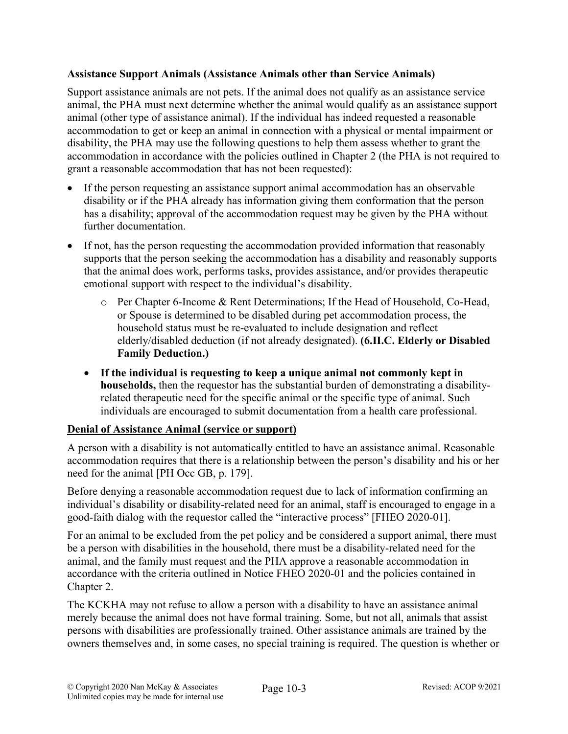**Assistance Support Animals (Assistance Animals other than Service Animals)**

Support assistance animals are not pets. If the animal does not qualify as an assistance service animal, the PHA must next determine whether the animal would qualify as an assistance support animal (other type of assistance animal). If the individual has indeed requested a reasonable accommodation to get or keep an animal in connection with a physical or mental impairment or disability, the PHA may use the following questions to help them assess whether to grant the accommodation in accordance with the policies outlined in Chapter 2 (the PHA is not required to grant a reasonable accommodation that has not been requested):

- If the person requesting an assistance support animal accommodation has an observable disability or if the PHA already has information giving them conformation that the person has a disability; approval of the accommodation request may be given by the PHA without further documentation.
- If not, has the person requesting the accommodation provided information that reasonably supports that the person seeking the accommodation has a disability and reasonably supports that the animal does work, performs tasks, provides assistance, and/or provides therapeutic emotional support with respect to the individual's disability.
    - Per Chapter 6-Income & Rent Determinations; If the Head of Household, Co-Head, or Spouse is determined to be disabled during pet accommodation process, the household status must be re-evaluated to include designation and reflect elderly/disabled deduction (if not already designated). **(6.II.C. Elderly or Disabled Family Deduction.)**
- **If the individual is requesting to keep a unique animal not commonly kept in households,** then the requestor has the substantial burden of demonstrating a disability-related therapeutic need for the specific animal or the specific type of animal. Such individuals are encouraged to submit documentation from a health care professional.

**<u>Denial of Assistance Animal (service or support)</u>**

A person with a disability is not automatically entitled to have an assistance animal. Reasonable accommodation requires that there is a relationship between the person's disability and his or her need for the animal [PH Occ GB, p. 179].

Before denying a reasonable accommodation request due to lack of information confirming an individual's disability or disability-related need for an animal, staff is encouraged to engage in a good-faith dialog with the requestor called the "interactive process" [FHEO 2020-01].

For an animal to be excluded from the pet policy and be considered a support animal, there must be a person with disabilities in the household, there must be a disability-related need for the animal, and the family must request and the PHA approve a reasonable accommodation in accordance with the criteria outlined in Notice FHEO 2020-01 and the policies contained in Chapter 2.

The KCKHA may not refuse to allow a person with a disability to have an assistance animal merely because the animal does not have formal training. Some, but not all, animals that assist persons with disabilities are professionally trained. Other assistance animals are trained by the owners themselves and, in some cases, no special training is required. The question is whether or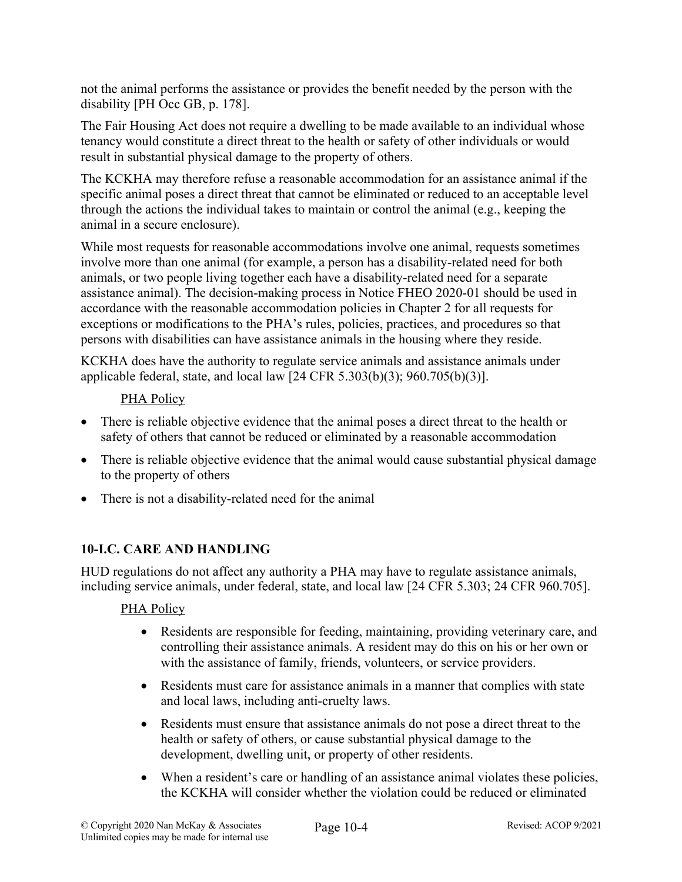not the animal performs the assistance or provides the benefit needed by the person with the disability [PH Occ GB, p. 178].

The Fair Housing Act does not require a dwelling to be made available to an individual whose tenancy would constitute a direct threat to the health or safety of other individuals or would result in substantial physical damage to the property of others.

The KCKHA may therefore refuse a reasonable accommodation for an assistance animal if the specific animal poses a direct threat that cannot be eliminated or reduced to an acceptable level through the actions the individual takes to maintain or control the animal (e.g., keeping the animal in a secure enclosure).

While most requests for reasonable accommodations involve one animal, requests sometimes involve more than one animal (for example, a person has a disability-related need for both animals, or two people living together each have a disability-related need for a separate assistance animal). The decision-making process in Notice FHEO 2020-01 should be used in accordance with the reasonable accommodation policies in Chapter 2 for all requests for exceptions or modifications to the PHA's rules, policies, practices, and procedures so that persons with disabilities can have assistance animals in the housing where they reside.

KCKHA does have the authority to regulate service animals and assistance animals under applicable federal, state, and local law [24 CFR 5.303(b)(3); 960.705(b)(3)].

PHA Policy

- There is reliable objective evidence that the animal poses a direct threat to the health or safety of others that cannot be reduced or eliminated by a reasonable accommodation
- There is reliable objective evidence that the animal would cause substantial physical damage to the property of others
- There is not a disability-related need for the animal

## 10-I.C. CARE AND HANDLING

HUD regulations do not affect any authority a PHA may have to regulate assistance animals, including service animals, under federal, state, and local law [24 CFR 5.303; 24 CFR 960.705].

PHA Policy

- Residents are responsible for feeding, maintaining, providing veterinary care, and controlling their assistance animals. A resident may do this on his or her own or with the assistance of family, friends, volunteers, or service providers.
- Residents must care for assistance animals in a manner that complies with state and local laws, including anti-cruelty laws.
- Residents must ensure that assistance animals do not pose a direct threat to the health or safety of others, or cause substantial physical damage to the development, dwelling unit, or property of other residents.
- When a resident's care or handling of an assistance animal violates these policies, the KCKHA will consider whether the violation could be reduced or eliminated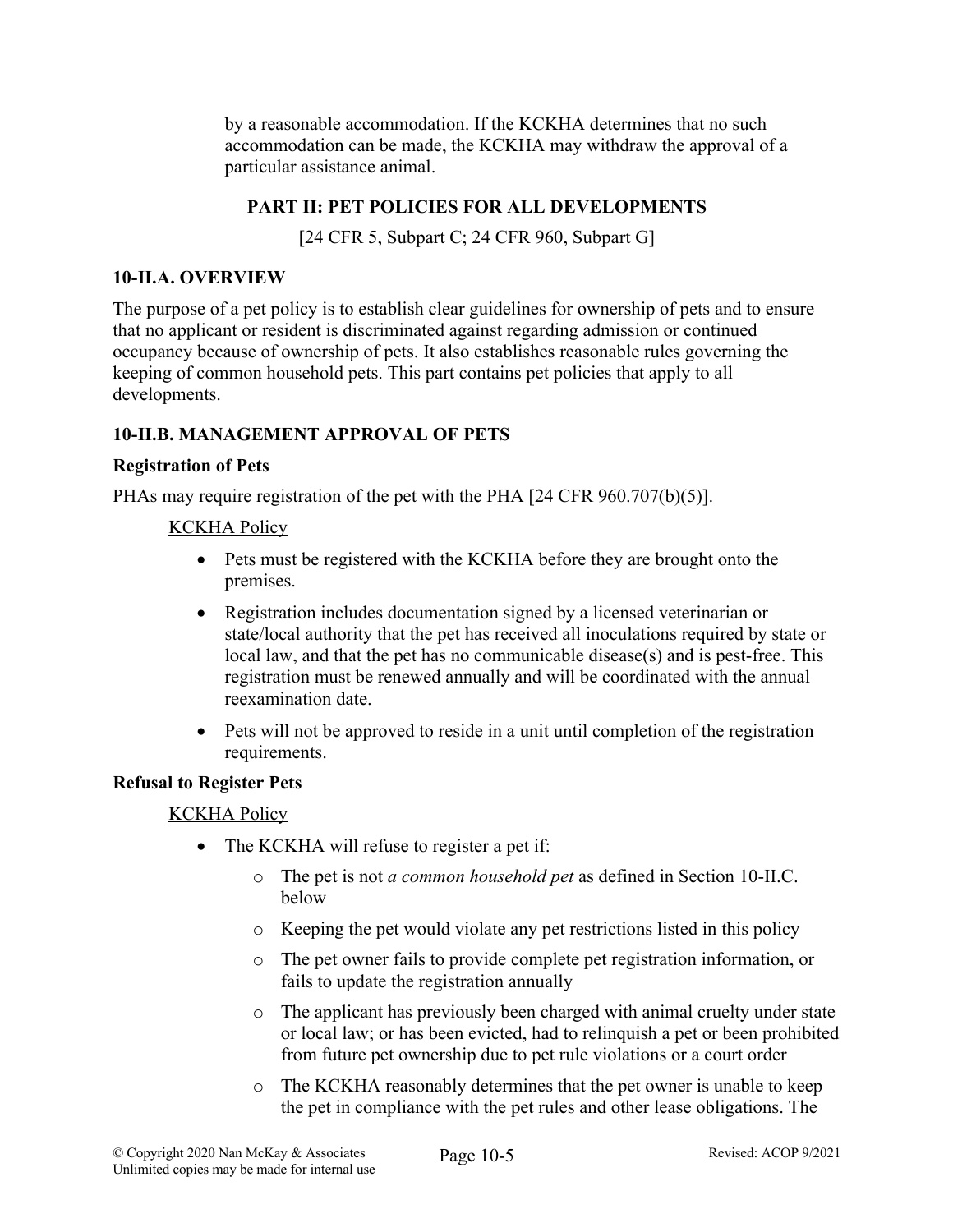by a reasonable accommodation. If the KCKHA determines that no such accommodation can be made, the KCKHA may withdraw the approval of a particular assistance animal.

## PART II: PET POLICIES FOR ALL DEVELOPMENTS

[24 CFR 5, Subpart C; 24 CFR 960, Subpart G]

### 10-II.A. OVERVIEW

The purpose of a pet policy is to establish clear guidelines for ownership of pets and to ensure that no applicant or resident is discriminated against regarding admission or continued occupancy because of ownership of pets. It also establishes reasonable rules governing the keeping of common household pets. This part contains pet policies that apply to all developments.

### 10-II.B. MANAGEMENT APPROVAL OF PETS

**Registration of Pets**

PHAs may require registration of the pet with the PHA [24 CFR 960.707(b)(5)].

KCKHA Policy

- Pets must be registered with the KCKHA before they are brought onto the premises.
- Registration includes documentation signed by a licensed veterinarian or state/local authority that the pet has received all inoculations required by state or local law, and that the pet has no communicable disease(s) and is pest-free. This registration must be renewed annually and will be coordinated with the annual reexamination date.
- Pets will not be approved to reside in a unit until completion of the registration requirements.

**Refusal to Register Pets**

KCKHA Policy

- The KCKHA will refuse to register a pet if:
  - The pet is not *a common household pet* as defined in Section 10-II.C. below
  - Keeping the pet would violate any pet restrictions listed in this policy
  - The pet owner fails to provide complete pet registration information, or fails to update the registration annually
  - The applicant has previously been charged with animal cruelty under state or local law; or has been evicted, had to relinquish a pet or been prohibited from future pet ownership due to pet rule violations or a court order
  - The KCKHA reasonably determines that the pet owner is unable to keep the pet in compliance with the pet rules and other lease obligations. The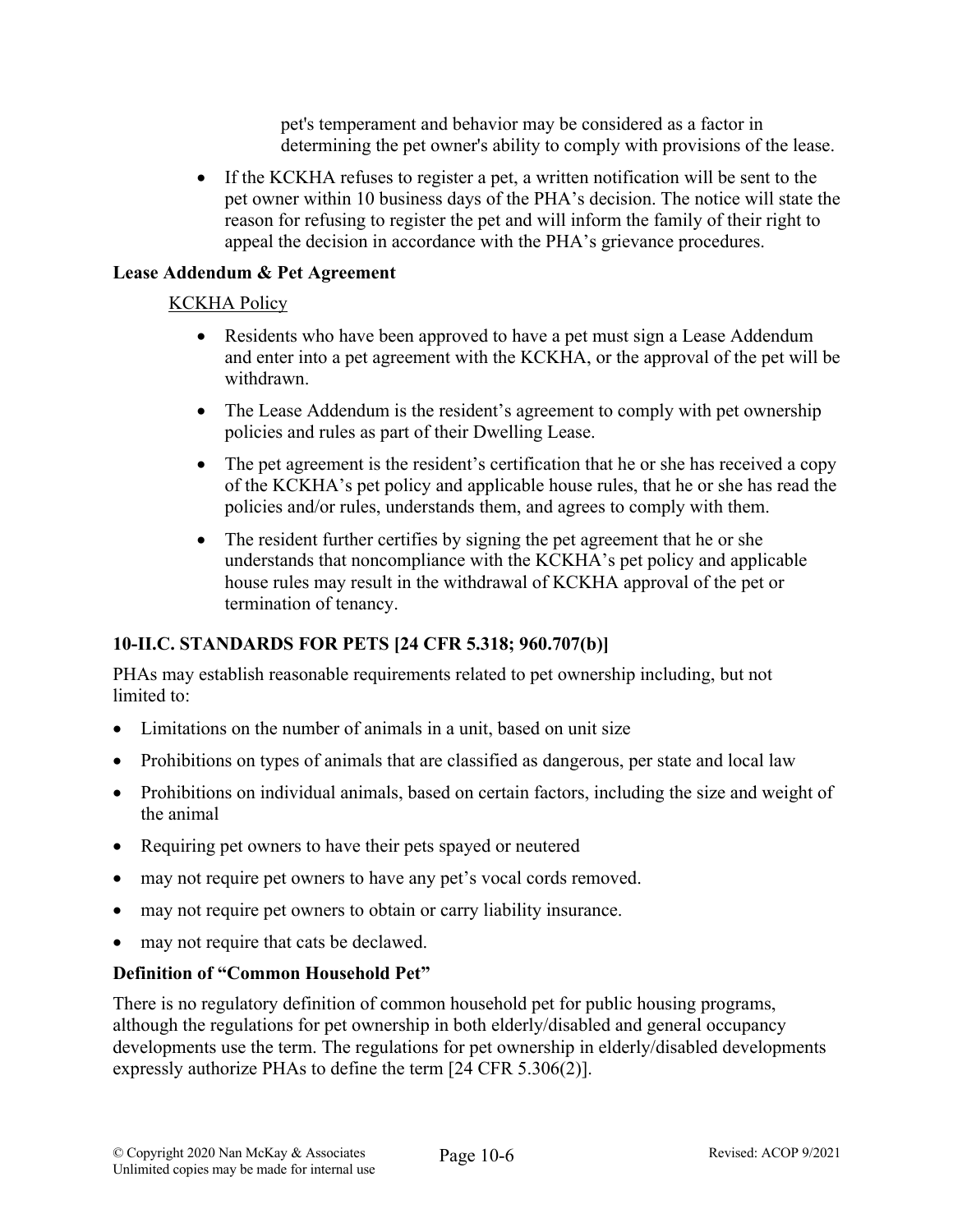pet's temperament and behavior may be considered as a factor in determining the pet owner's ability to comply with provisions of the lease.

- If the KCKHA refuses to register a pet, a written notification will be sent to the pet owner within 10 business days of the PHA's decision. The notice will state the reason for refusing to register the pet and will inform the family of their right to appeal the decision in accordance with the PHA's grievance procedures.

**Lease Addendum & Pet Agreement**

KCKHA Policy

- Residents who have been approved to have a pet must sign a Lease Addendum and enter into a pet agreement with the KCKHA, or the approval of the pet will be withdrawn.
- The Lease Addendum is the resident's agreement to comply with pet ownership policies and rules as part of their Dwelling Lease.
- The pet agreement is the resident's certification that he or she has received a copy of the KCKHA's pet policy and applicable house rules, that he or she has read the policies and/or rules, understands them, and agrees to comply with them.
- The resident further certifies by signing the pet agreement that he or she understands that noncompliance with the KCKHA's pet policy and applicable house rules may result in the withdrawal of KCKHA approval of the pet or termination of tenancy.

## 10-II.C. STANDARDS FOR PETS [24 CFR 5.318; 960.707(b)]

PHAs may establish reasonable requirements related to pet ownership including, but not limited to:

- Limitations on the number of animals in a unit, based on unit size
- Prohibitions on types of animals that are classified as dangerous, per state and local law
- Prohibitions on individual animals, based on certain factors, including the size and weight of the animal
- Requiring pet owners to have their pets spayed or neutered
- may not require pet owners to have any pet's vocal cords removed.
- may not require pet owners to obtain or carry liability insurance.
- may not require that cats be declawed.

**Definition of "Common Household Pet"**

There is no regulatory definition of common household pet for public housing programs, although the regulations for pet ownership in both elderly/disabled and general occupancy developments use the term. The regulations for pet ownership in elderly/disabled developments expressly authorize PHAs to define the term [24 CFR 5.306(2)].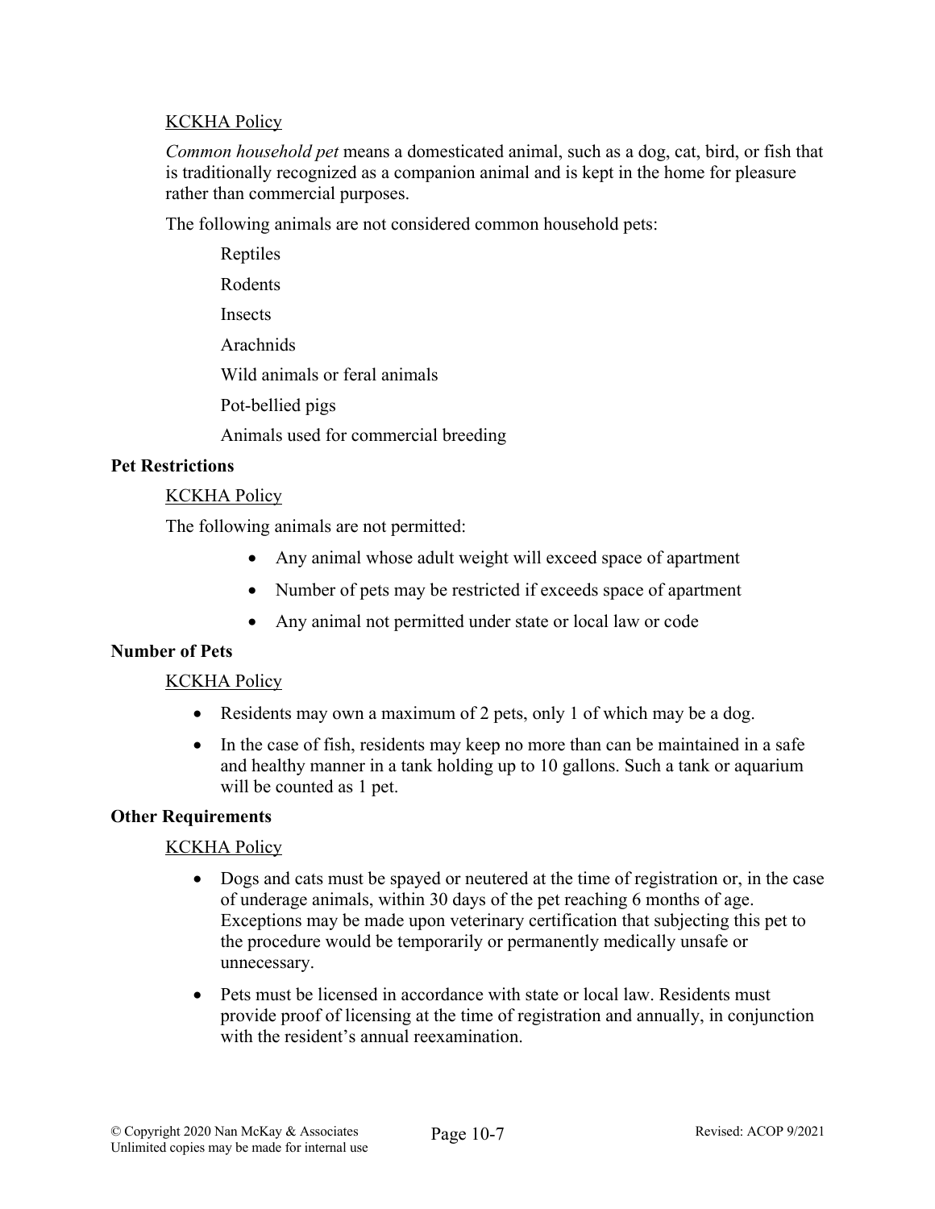KCKHA Policy

*Common household pet* means a domesticated animal, such as a dog, cat, bird, or fish that is traditionally recognized as a companion animal and is kept in the home for pleasure rather than commercial purposes.

The following animals are not considered common household pets:

Reptiles

Rodents

Insects

Arachnids

Wild animals or feral animals

Pot-bellied pigs

Animals used for commercial breeding

**Pet Restrictions**

KCKHA Policy

The following animals are not permitted:

- Any animal whose adult weight will exceed space of apartment
- Number of pets may be restricted if exceeds space of apartment
- Any animal not permitted under state or local law or code

**Number of Pets**

KCKHA Policy

- Residents may own a maximum of 2 pets, only 1 of which may be a dog.
- In the case of fish, residents may keep no more than can be maintained in a safe and healthy manner in a tank holding up to 10 gallons. Such a tank or aquarium will be counted as 1 pet.

**Other Requirements**

KCKHA Policy

- Dogs and cats must be spayed or neutered at the time of registration or, in the case of underage animals, within 30 days of the pet reaching 6 months of age. Exceptions may be made upon veterinary certification that subjecting this pet to the procedure would be temporarily or permanently medically unsafe or unnecessary.
- Pets must be licensed in accordance with state or local law. Residents must provide proof of licensing at the time of registration and annually, in conjunction with the resident's annual reexamination.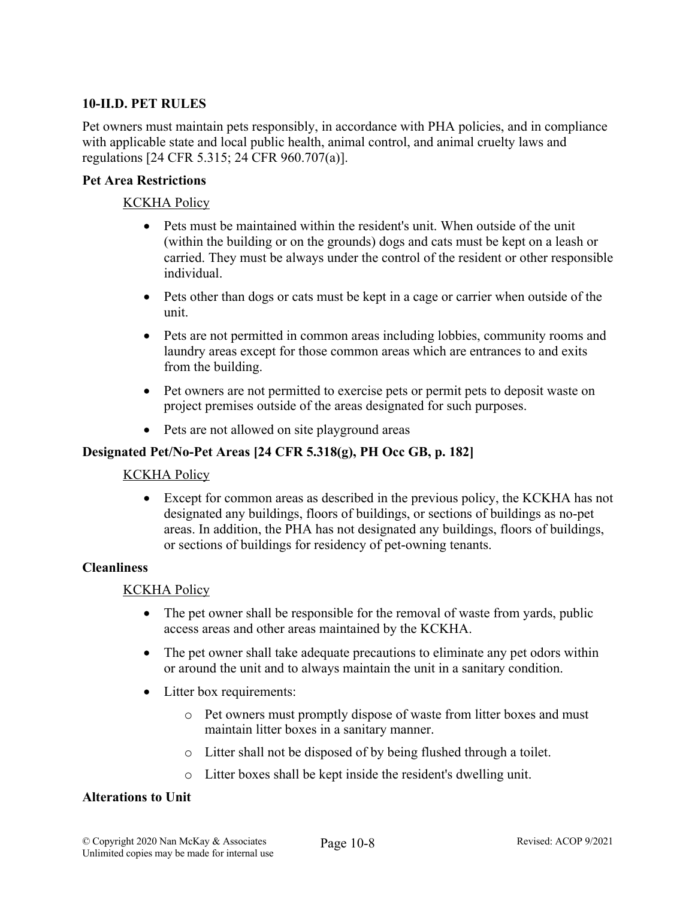### 10-II.D. PET RULES

Pet owners must maintain pets responsibly, in accordance with PHA policies, and in compliance with applicable state and local public health, animal control, and animal cruelty laws and regulations [24 CFR 5.315; 24 CFR 960.707(a)].

#### Pet Area Restrictions

KCKHA Policy

- Pets must be maintained within the resident's unit. When outside of the unit (within the building or on the grounds) dogs and cats must be kept on a leash or carried. They must be always under the control of the resident or other responsible individual.
- Pets other than dogs or cats must be kept in a cage or carrier when outside of the unit.
- Pets are not permitted in common areas including lobbies, community rooms and laundry areas except for those common areas which are entrances to and exits from the building.
- Pet owners are not permitted to exercise pets or permit pets to deposit waste on project premises outside of the areas designated for such purposes.
- Pets are not allowed on site playground areas

#### Designated Pet/No-Pet Areas [24 CFR 5.318(g), PH Occ GB, p. 182]

KCKHA Policy

- Except for common areas as described in the previous policy, the KCKHA has not designated any buildings, floors of buildings, or sections of buildings as no-pet areas. In addition, the PHA has not designated any buildings, floors of buildings, or sections of buildings for residency of pet-owning tenants.

#### Cleanliness

KCKHA Policy

- The pet owner shall be responsible for the removal of waste from yards, public access areas and other areas maintained by the KCKHA.
- The pet owner shall take adequate precautions to eliminate any pet odors within or around the unit and to always maintain the unit in a sanitary condition.
- Litter box requirements:
  - Pet owners must promptly dispose of waste from litter boxes and must maintain litter boxes in a sanitary manner.
  - Litter shall not be disposed of by being flushed through a toilet.
  - Litter boxes shall be kept inside the resident's dwelling unit.

#### Alterations to Unit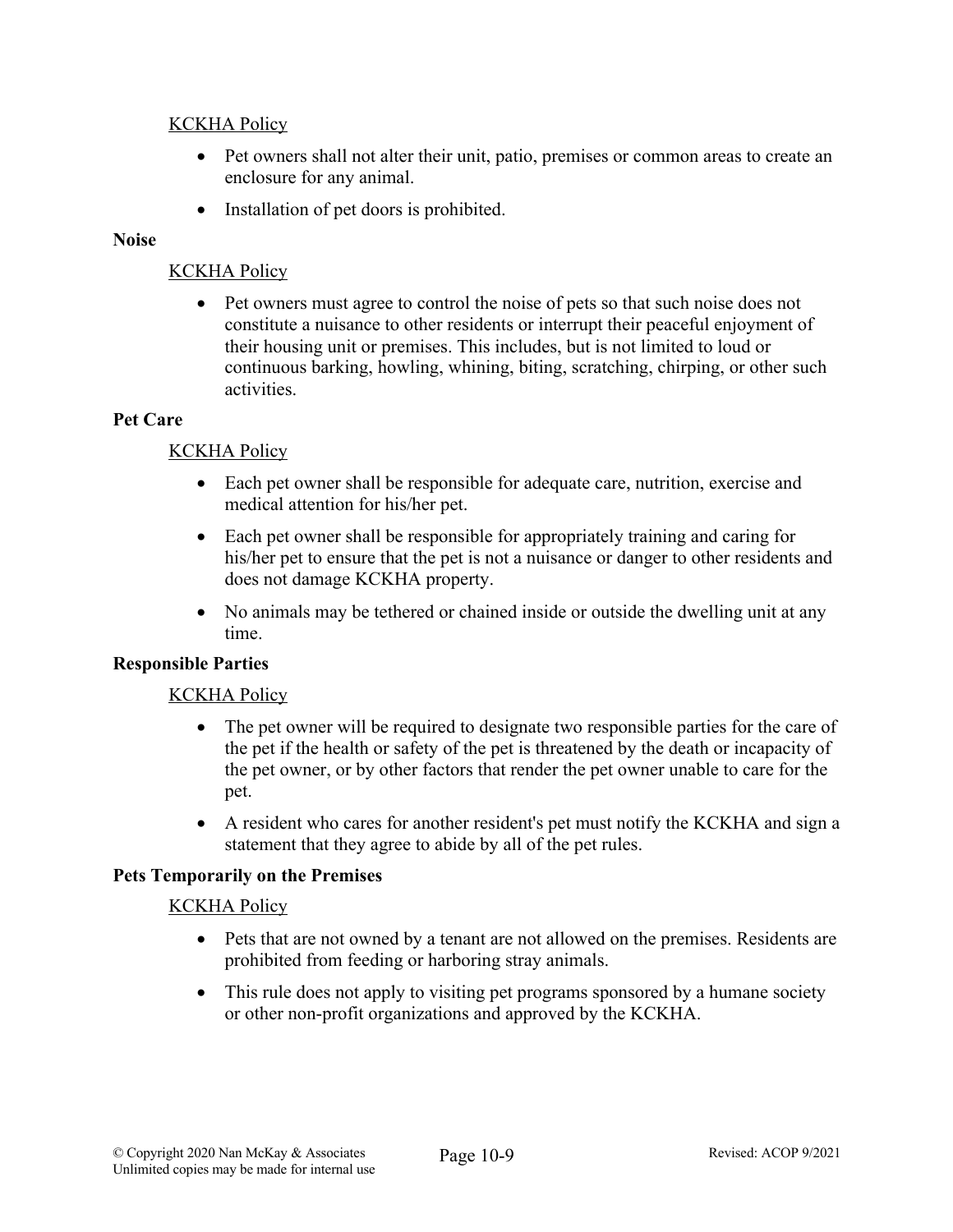KCKHA Policy

- Pet owners shall not alter their unit, patio, premises or common areas to create an enclosure for any animal.
- Installation of pet doors is prohibited.

**Noise**

KCKHA Policy

- Pet owners must agree to control the noise of pets so that such noise does not constitute a nuisance to other residents or interrupt their peaceful enjoyment of their housing unit or premises. This includes, but is not limited to loud or continuous barking, howling, whining, biting, scratching, chirping, or other such activities.

**Pet Care**

KCKHA Policy

- Each pet owner shall be responsible for adequate care, nutrition, exercise and medical attention for his/her pet.
- Each pet owner shall be responsible for appropriately training and caring for his/her pet to ensure that the pet is not a nuisance or danger to other residents and does not damage KCKHA property.
- No animals may be tethered or chained inside or outside the dwelling unit at any time.

**Responsible Parties**

KCKHA Policy

- The pet owner will be required to designate two responsible parties for the care of the pet if the health or safety of the pet is threatened by the death or incapacity of the pet owner, or by other factors that render the pet owner unable to care for the pet.
- A resident who cares for another resident's pet must notify the KCKHA and sign a statement that they agree to abide by all of the pet rules.

**Pets Temporarily on the Premises**

KCKHA Policy

- Pets that are not owned by a tenant are not allowed on the premises. Residents are prohibited from feeding or harboring stray animals.
- This rule does not apply to visiting pet programs sponsored by a humane society or other non-profit organizations and approved by the KCKHA.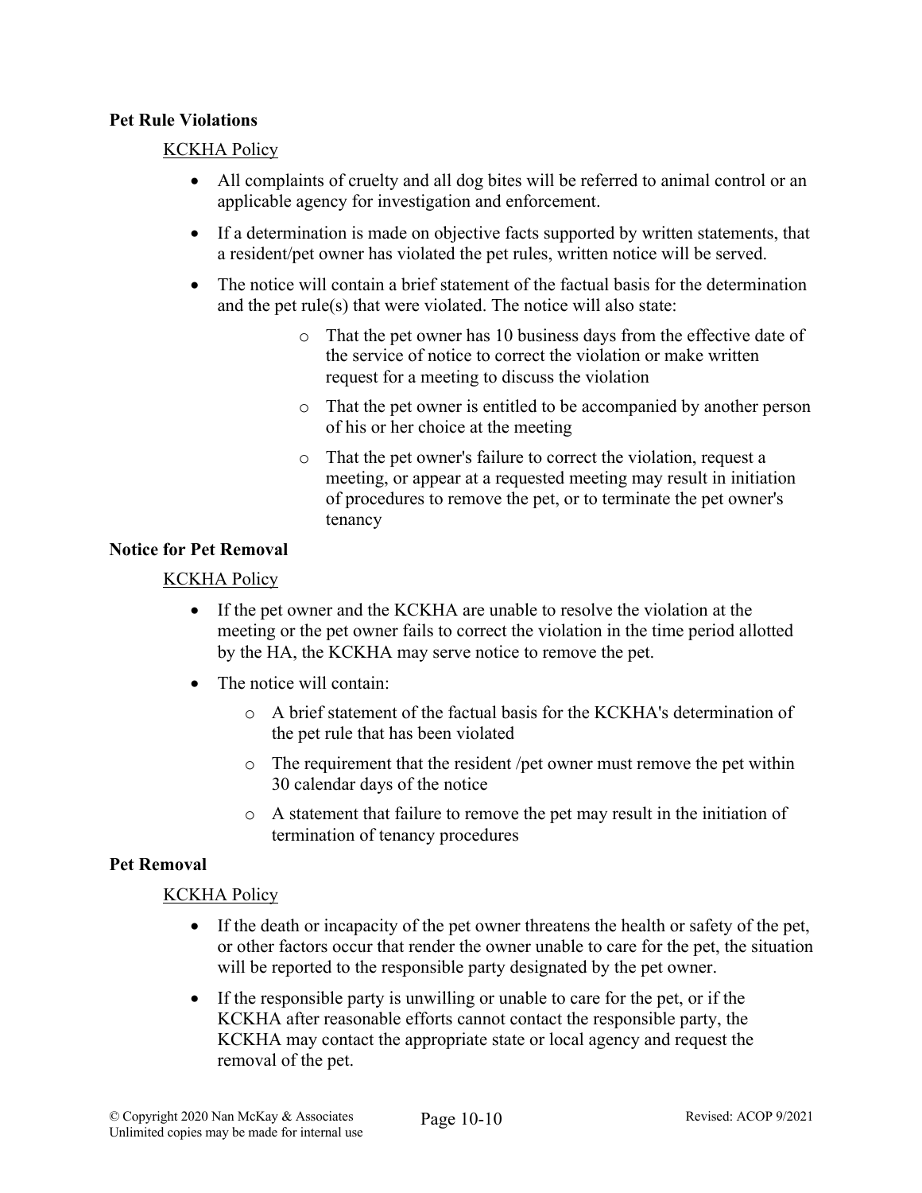### Pet Rule Violations

KCKHA Policy

- All complaints of cruelty and all dog bites will be referred to animal control or an applicable agency for investigation and enforcement.
- If a determination is made on objective facts supported by written statements, that a resident/pet owner has violated the pet rules, written notice will be served.
- The notice will contain a brief statement of the factual basis for the determination and the pet rule(s) that were violated. The notice will also state:
  - That the pet owner has 10 business days from the effective date of the service of notice to correct the violation or make written request for a meeting to discuss the violation
  - That the pet owner is entitled to be accompanied by another person of his or her choice at the meeting
  - That the pet owner's failure to correct the violation, request a meeting, or appear at a requested meeting may result in initiation of procedures to remove the pet, or to terminate the pet owner's tenancy

### Notice for Pet Removal

KCKHA Policy

- If the pet owner and the KCKHA are unable to resolve the violation at the meeting or the pet owner fails to correct the violation in the time period allotted by the HA, the KCKHA may serve notice to remove the pet.
- The notice will contain:
  - A brief statement of the factual basis for the KCKHA's determination of the pet rule that has been violated
  - The requirement that the resident /pet owner must remove the pet within 30 calendar days of the notice
  - A statement that failure to remove the pet may result in the initiation of termination of tenancy procedures

### Pet Removal

KCKHA Policy

- If the death or incapacity of the pet owner threatens the health or safety of the pet, or other factors occur that render the owner unable to care for the pet, the situation will be reported to the responsible party designated by the pet owner.
- If the responsible party is unwilling or unable to care for the pet, or if the KCKHA after reasonable efforts cannot contact the responsible party, the KCKHA may contact the appropriate state or local agency and request the removal of the pet.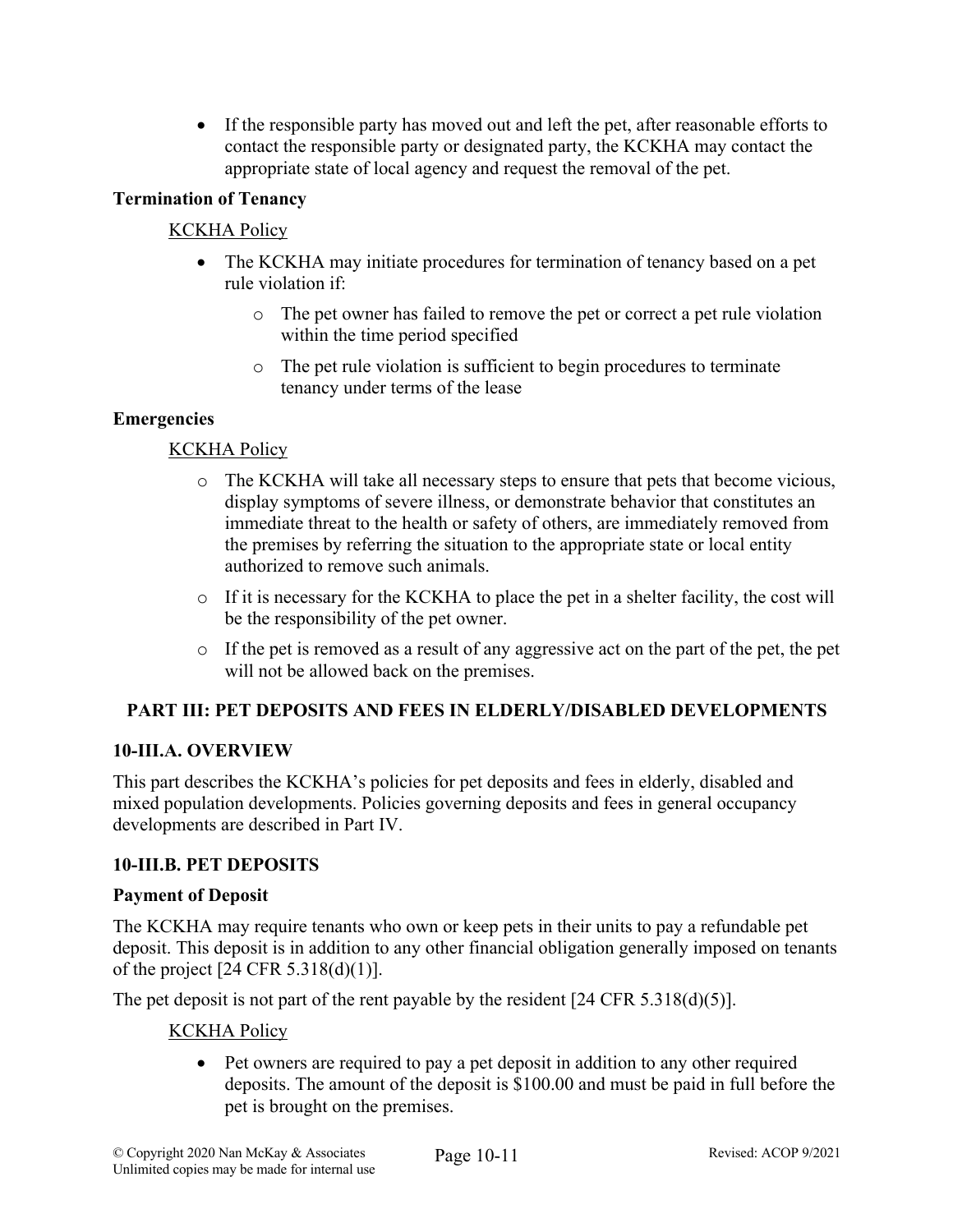- If the responsible party has moved out and left the pet, after reasonable efforts to contact the responsible party or designated party, the KCKHA may contact the appropriate state of local agency and request the removal of the pet.

**Termination of Tenancy**

<u>KCKHA Policy</u>

- The KCKHA may initiate procedures for termination of tenancy based on a pet rule violation if:
  - The pet owner has failed to remove the pet or correct a pet rule violation within the time period specified
  - The pet rule violation is sufficient to begin procedures to terminate tenancy under terms of the lease

**Emergencies**

<u>KCKHA Policy</u>

- The KCKHA will take all necessary steps to ensure that pets that become vicious, display symptoms of severe illness, or demonstrate behavior that constitutes an immediate threat to the health or safety of others, are immediately removed from the premises by referring the situation to the appropriate state or local entity authorized to remove such animals.
- If it is necessary for the KCKHA to place the pet in a shelter facility, the cost will be the responsibility of the pet owner.
- If the pet is removed as a result of any aggressive act on the part of the pet, the pet will not be allowed back on the premises.

## PART III: PET DEPOSITS AND FEES IN ELDERLY/DISABLED DEVELOPMENTS

### 10-III.A. OVERVIEW

This part describes the KCKHA's policies for pet deposits and fees in elderly, disabled and mixed population developments. Policies governing deposits and fees in general occupancy developments are described in Part IV.

### 10-III.B. PET DEPOSITS

**Payment of Deposit**

The KCKHA may require tenants who own or keep pets in their units to pay a refundable pet deposit. This deposit is in addition to any other financial obligation generally imposed on tenants of the project [24 CFR 5.318(d)(1)].

The pet deposit is not part of the rent payable by the resident [24 CFR 5.318(d)(5)].

<u>KCKHA Policy</u>

- Pet owners are required to pay a pet deposit in addition to any other required deposits. The amount of the deposit is $100.00 and must be paid in full before the pet is brought on the premises.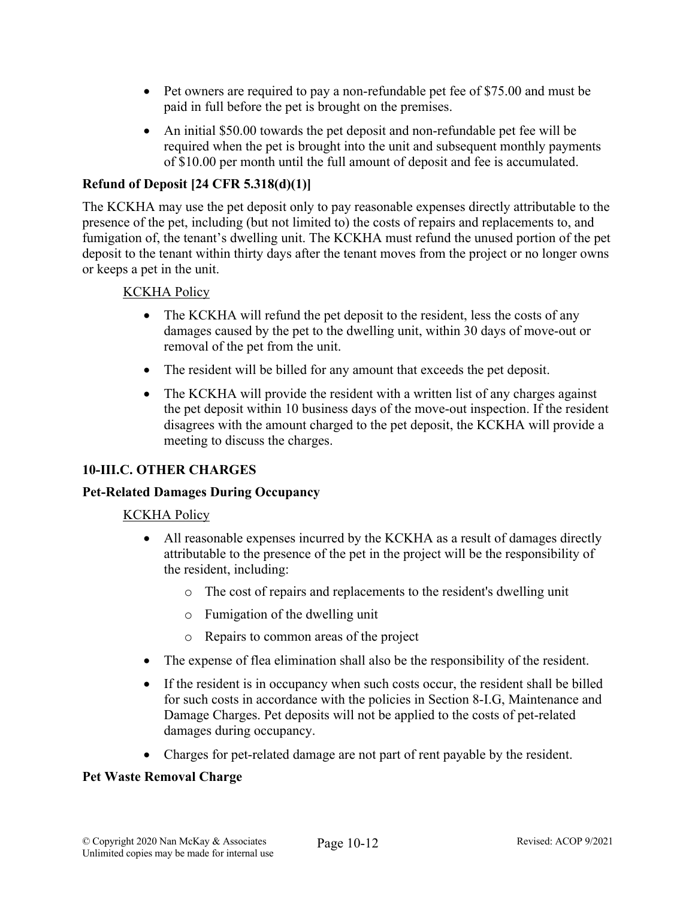- Pet owners are required to pay a non-refundable pet fee of $75.00 and must be paid in full before the pet is brought on the premises.
- An initial $50.00 towards the pet deposit and non-refundable pet fee will be required when the pet is brought into the unit and subsequent monthly payments of $10.00 per month until the full amount of deposit and fee is accumulated.

**Refund of Deposit [24 CFR 5.318(d)(1)]**

The KCKHA may use the pet deposit only to pay reasonable expenses directly attributable to the presence of the pet, including (but not limited to) the costs of repairs and replacements to, and fumigation of, the tenant's dwelling unit. The KCKHA must refund the unused portion of the pet deposit to the tenant within thirty days after the tenant moves from the project or no longer owns or keeps a pet in the unit.

KCKHA Policy

- The KCKHA will refund the pet deposit to the resident, less the costs of any damages caused by the pet to the dwelling unit, within 30 days of move-out or removal of the pet from the unit.
- The resident will be billed for any amount that exceeds the pet deposit.
- The KCKHA will provide the resident with a written list of any charges against the pet deposit within 10 business days of the move-out inspection. If the resident disagrees with the amount charged to the pet deposit, the KCKHA will provide a meeting to discuss the charges.

**10-III.C. OTHER CHARGES**

**Pet-Related Damages During Occupancy**

KCKHA Policy

- All reasonable expenses incurred by the KCKHA as a result of damages directly attributable to the presence of the pet in the project will be the responsibility of the resident, including:
  - The cost of repairs and replacements to the resident's dwelling unit
  - Fumigation of the dwelling unit
  - Repairs to common areas of the project
- The expense of flea elimination shall also be the responsibility of the resident.
- If the resident is in occupancy when such costs occur, the resident shall be billed for such costs in accordance with the policies in Section 8-I.G, Maintenance and Damage Charges. Pet deposits will not be applied to the costs of pet-related damages during occupancy.
- Charges for pet-related damage are not part of rent payable by the resident.

**Pet Waste Removal Charge**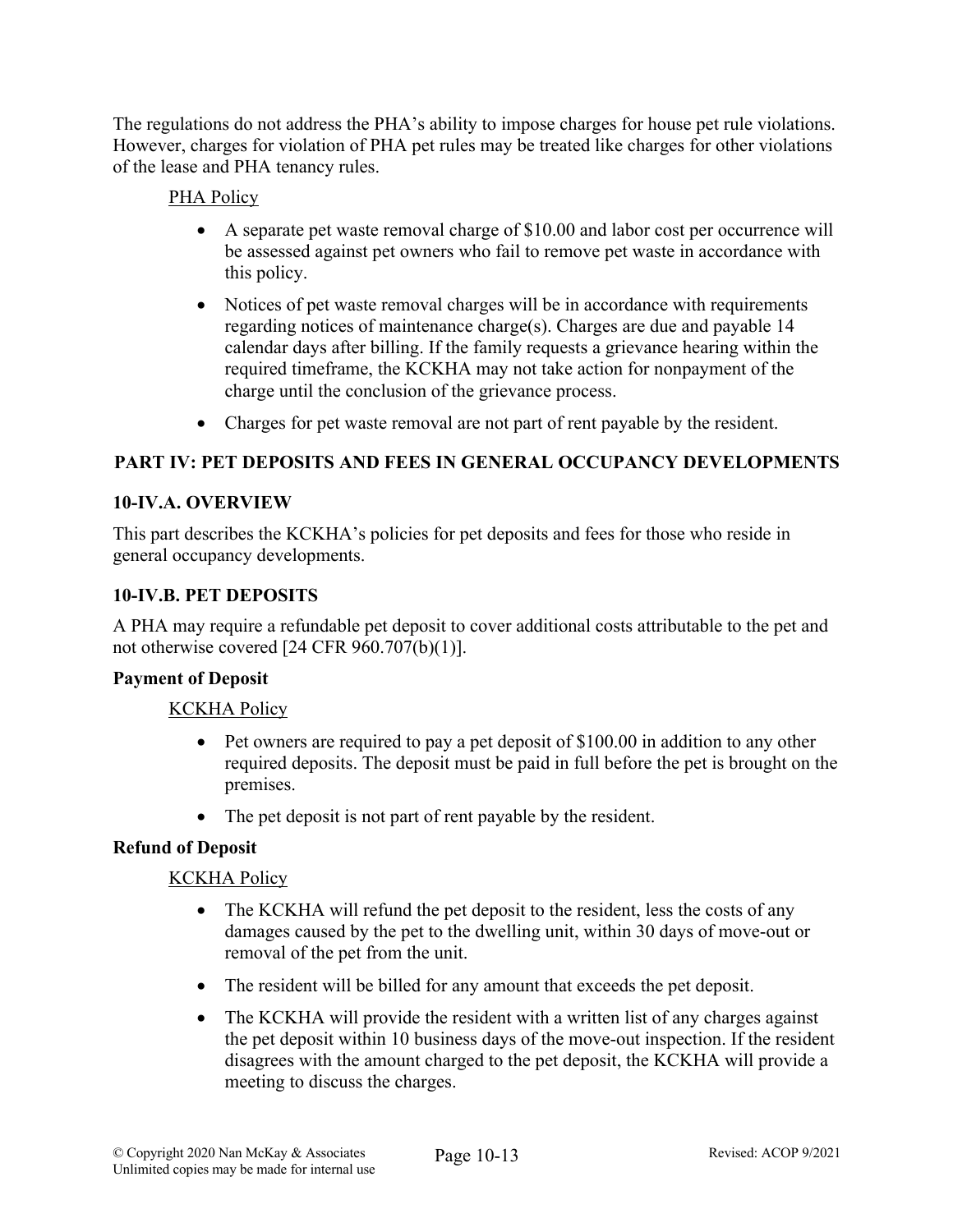The regulations do not address the PHA's ability to impose charges for house pet rule violations. However, charges for violation of PHA pet rules may be treated like charges for other violations of the lease and PHA tenancy rules.

PHA Policy

- A separate pet waste removal charge of $10.00 and labor cost per occurrence will be assessed against pet owners who fail to remove pet waste in accordance with this policy.
- Notices of pet waste removal charges will be in accordance with requirements regarding notices of maintenance charge(s). Charges are due and payable 14 calendar days after billing. If the family requests a grievance hearing within the required timeframe, the KCKHA may not take action for nonpayment of the charge until the conclusion of the grievance process.
- Charges for pet waste removal are not part of rent payable by the resident.

## PART IV: PET DEPOSITS AND FEES IN GENERAL OCCUPANCY DEVELOPMENTS

### 10-IV.A. OVERVIEW

This part describes the KCKHA's policies for pet deposits and fees for those who reside in general occupancy developments.

### 10-IV.B. PET DEPOSITS

A PHA may require a refundable pet deposit to cover additional costs attributable to the pet and not otherwise covered [24 CFR 960.707(b)(1)].

**Payment of Deposit**

KCKHA Policy

- Pet owners are required to pay a pet deposit of $100.00 in addition to any other required deposits. The deposit must be paid in full before the pet is brought on the premises.
- The pet deposit is not part of rent payable by the resident.

**Refund of Deposit**

KCKHA Policy

- The KCKHA will refund the pet deposit to the resident, less the costs of any damages caused by the pet to the dwelling unit, within 30 days of move-out or removal of the pet from the unit.
- The resident will be billed for any amount that exceeds the pet deposit.
- The KCKHA will provide the resident with a written list of any charges against the pet deposit within 10 business days of the move-out inspection. If the resident disagrees with the amount charged to the pet deposit, the KCKHA will provide a meeting to discuss the charges.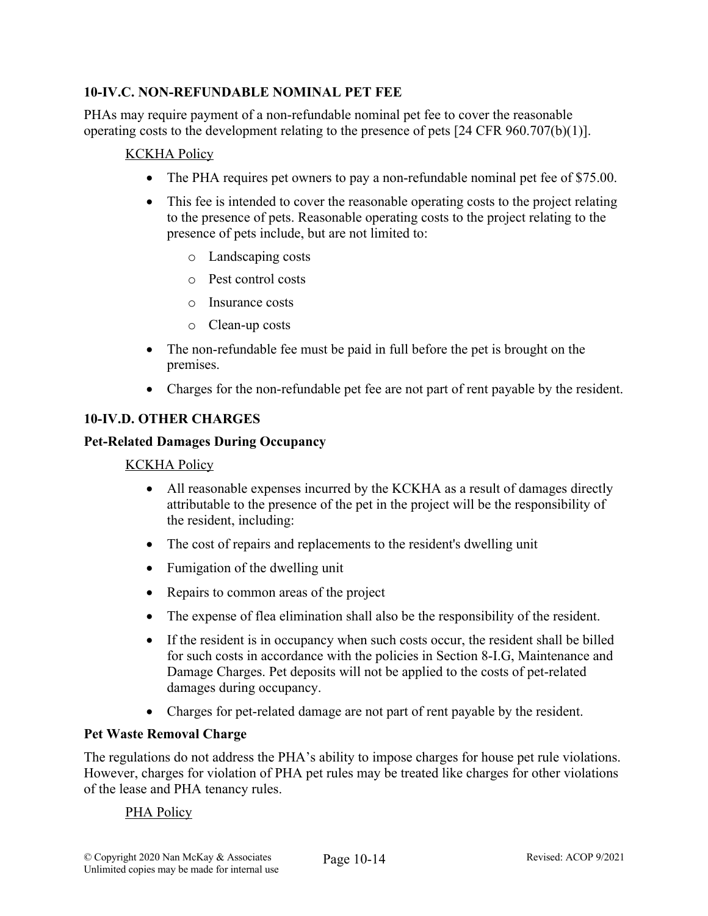### 10-IV.C. NON-REFUNDABLE NOMINAL PET FEE

PHAs may require payment of a non-refundable nominal pet fee to cover the reasonable operating costs to the development relating to the presence of pets [24 CFR 960.707(b)(1)].

<u>KCKHA Policy</u>

- The PHA requires pet owners to pay a non-refundable nominal pet fee of $75.00.
- This fee is intended to cover the reasonable operating costs to the project relating to the presence of pets. Reasonable operating costs to the project relating to the presence of pets include, but are not limited to:
  - Landscaping costs
  - Pest control costs
  - Insurance costs
  - Clean-up costs
- The non-refundable fee must be paid in full before the pet is brought on the premises.
- Charges for the non-refundable pet fee are not part of rent payable by the resident.

### 10-IV.D. OTHER CHARGES

**Pet-Related Damages During Occupancy**

<u>KCKHA Policy</u>

- All reasonable expenses incurred by the KCKHA as a result of damages directly attributable to the presence of the pet in the project will be the responsibility of the resident, including:
- The cost of repairs and replacements to the resident's dwelling unit
- Fumigation of the dwelling unit
- Repairs to common areas of the project
- The expense of flea elimination shall also be the responsibility of the resident.
- If the resident is in occupancy when such costs occur, the resident shall be billed for such costs in accordance with the policies in Section 8-I.G, Maintenance and Damage Charges. Pet deposits will not be applied to the costs of pet-related damages during occupancy.
- Charges for pet-related damage are not part of rent payable by the resident.

**Pet Waste Removal Charge**

The regulations do not address the PHA's ability to impose charges for house pet rule violations. However, charges for violation of PHA pet rules may be treated like charges for other violations of the lease and PHA tenancy rules.

<u>PHA Policy</u>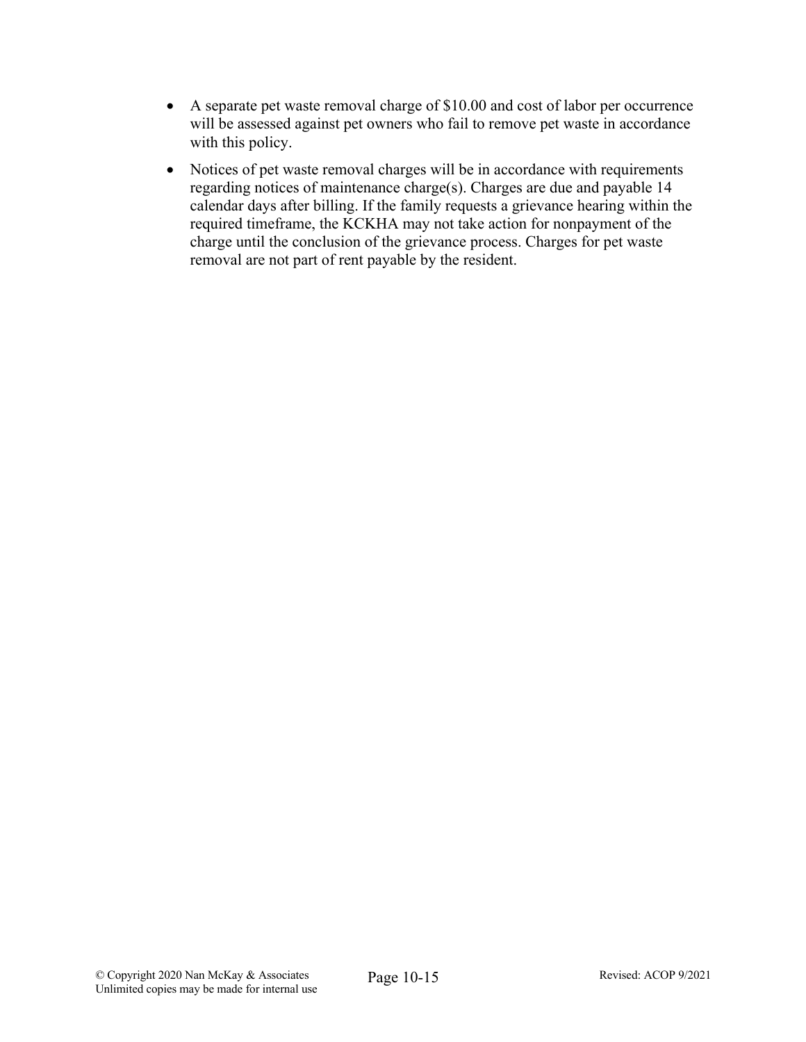- A separate pet waste removal charge of $10.00 and cost of labor per occurrence will be assessed against pet owners who fail to remove pet waste in accordance with this policy.
- Notices of pet waste removal charges will be in accordance with requirements regarding notices of maintenance charge(s). Charges are due and payable 14 calendar days after billing. If the family requests a grievance hearing within the required timeframe, the KCKHA may not take action for nonpayment of the charge until the conclusion of the grievance process. Charges for pet waste removal are not part of rent payable by the resident.